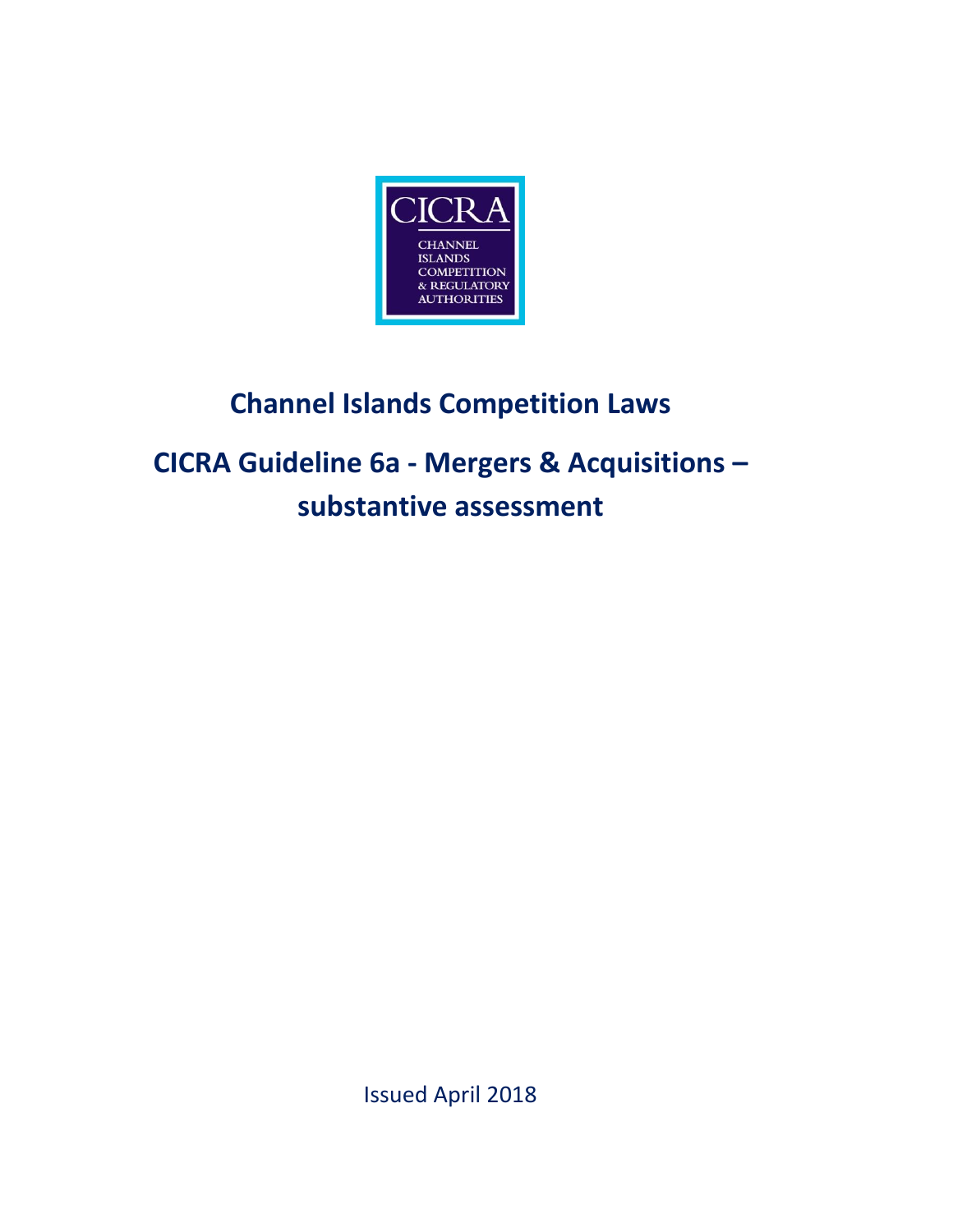CICRA

CHANNEL ISLANDS COMPETITION & REGULATORY AUTHORITIES

# Channel Islands Competition Laws

# CICRA Guideline 6a - Mergers & Acquisitions – substantive assessment

Issued April 2018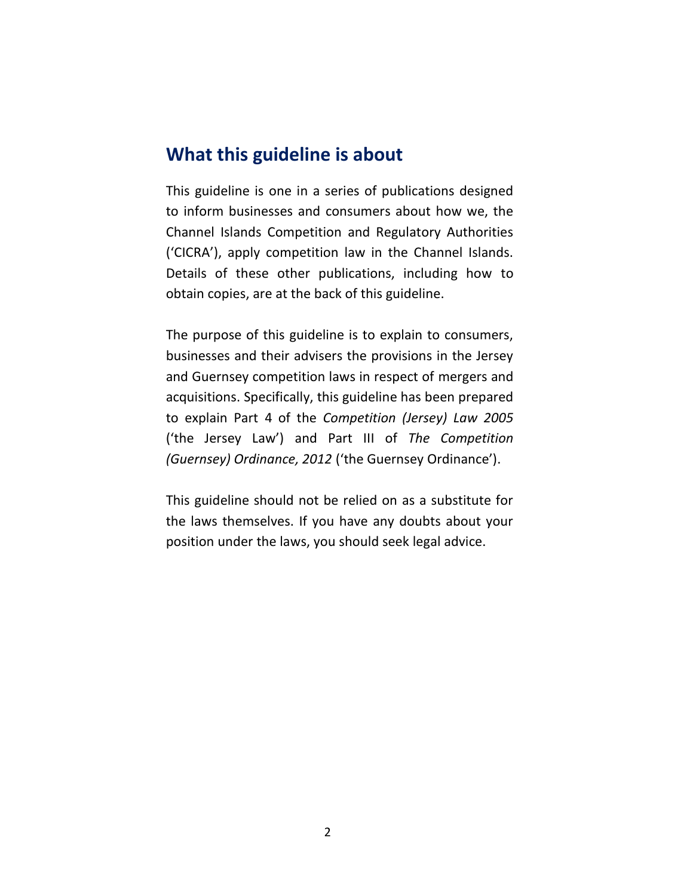## What this guideline is about

This guideline is one in a series of publications designed to inform businesses and consumers about how we, the Channel Islands Competition and Regulatory Authorities ('CICRA'), apply competition law in the Channel Islands. Details of these other publications, including how to obtain copies, are at the back of this guideline.

The purpose of this guideline is to explain to consumers, businesses and their advisers the provisions in the Jersey and Guernsey competition laws in respect of mergers and acquisitions. Specifically, this guideline has been prepared to explain Part 4 of the *Competition (Jersey) Law 2005* ('the Jersey Law') and Part III of *The Competition (Guernsey) Ordinance, 2012* ('the Guernsey Ordinance').

This guideline should not be relied on as a substitute for the laws themselves. If you have any doubts about your position under the laws, you should seek legal advice.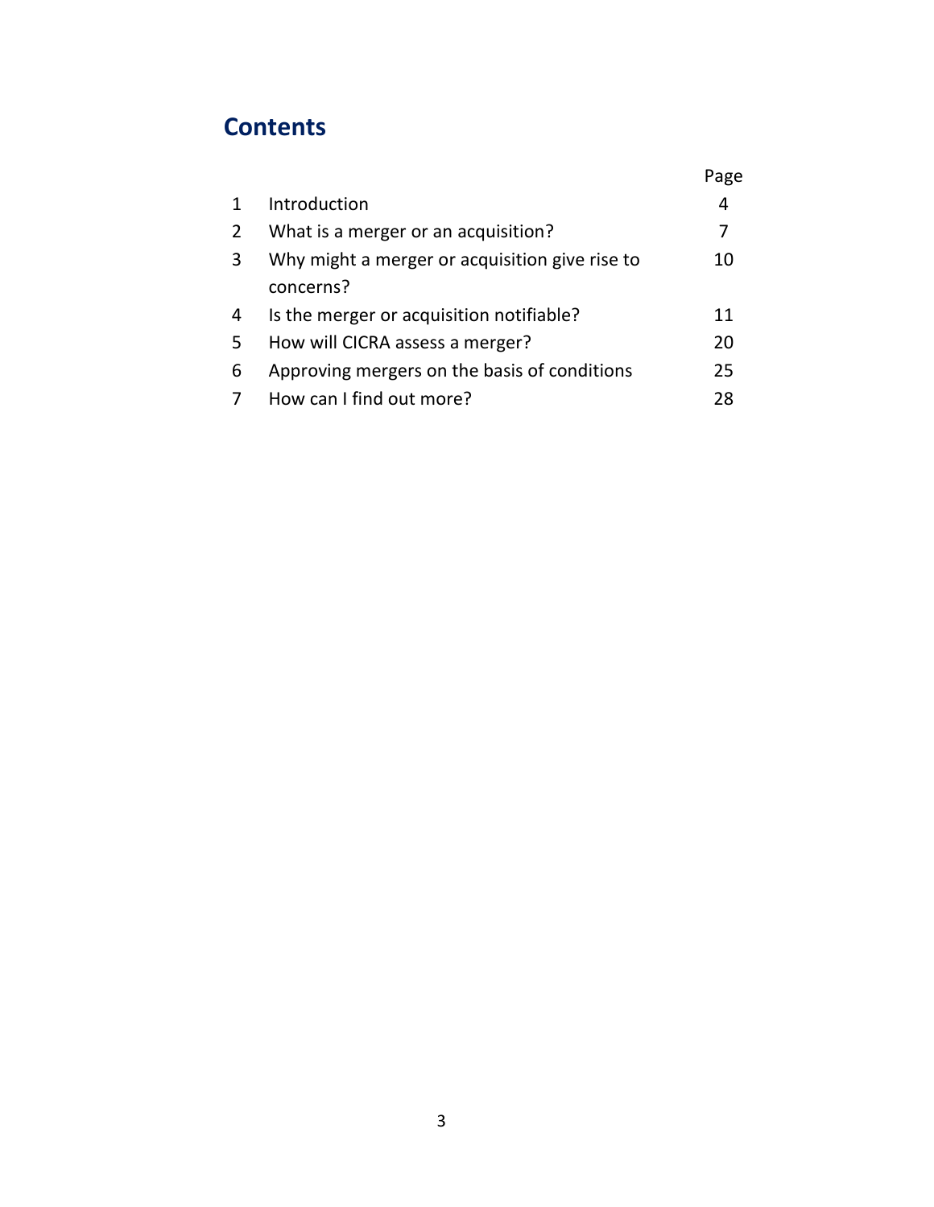## Contents

| | | Page |
|---|---|---|
| 1 | Introduction | 4 |
| 2 | What is a merger or an acquisition? | 7 |
| 3 | Why might a merger or acquisition give rise to concerns? | 10 |
| 4 | Is the merger or acquisition notifiable? | 11 |
| 5 | How will CICRA assess a merger? | 20 |
| 6 | Approving mergers on the basis of conditions | 25 |
| 7 | How can I find out more? | 28 |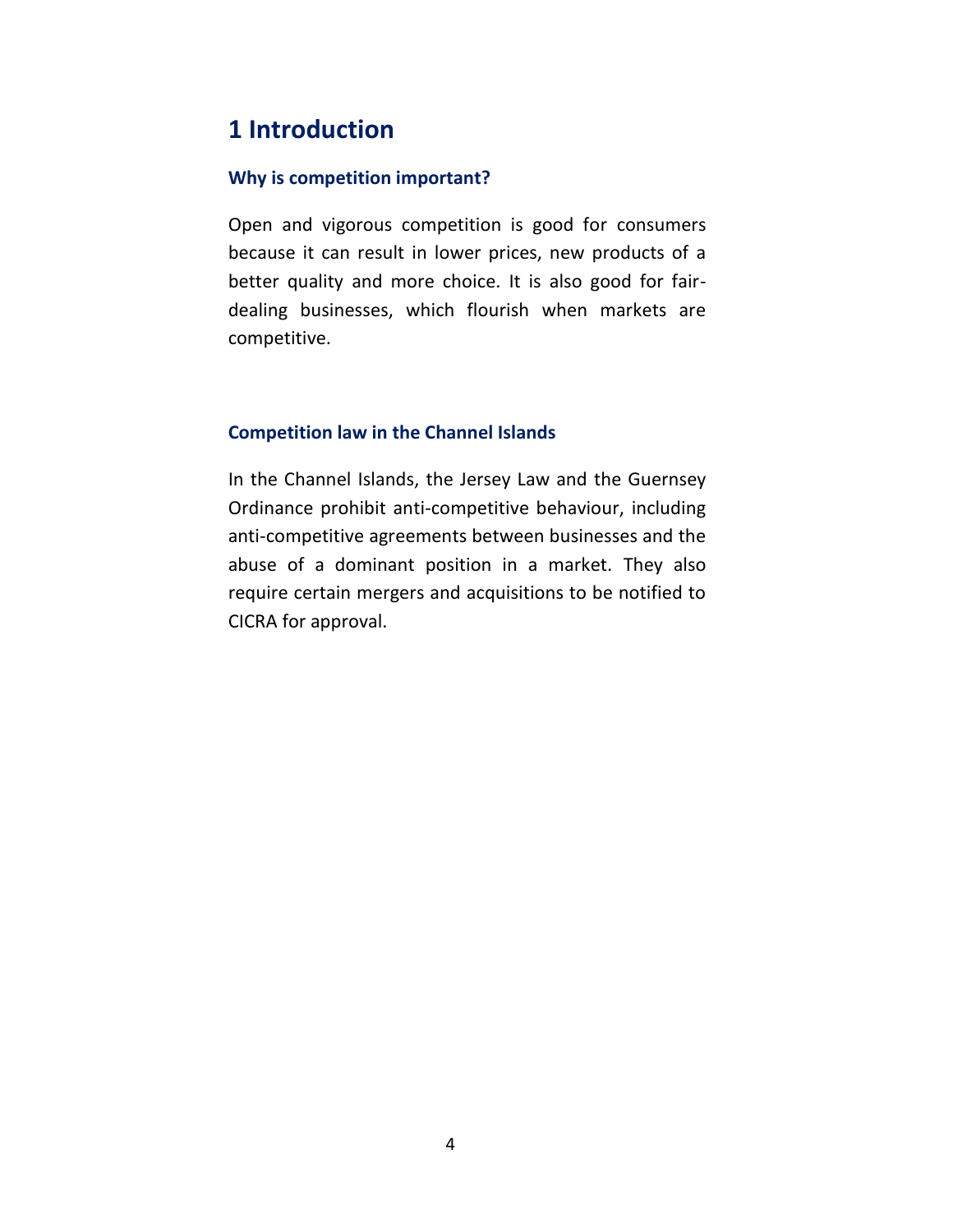# 1 Introduction

### Why is competition important?

Open and vigorous competition is good for consumers because it can result in lower prices, new products of a better quality and more choice. It is also good for fair-dealing businesses, which flourish when markets are competitive.

### Competition law in the Channel Islands

In the Channel Islands, the Jersey Law and the Guernsey Ordinance prohibit anti-competitive behaviour, including anti-competitive agreements between businesses and the abuse of a dominant position in a market. They also require certain mergers and acquisitions to be notified to CICRA for approval.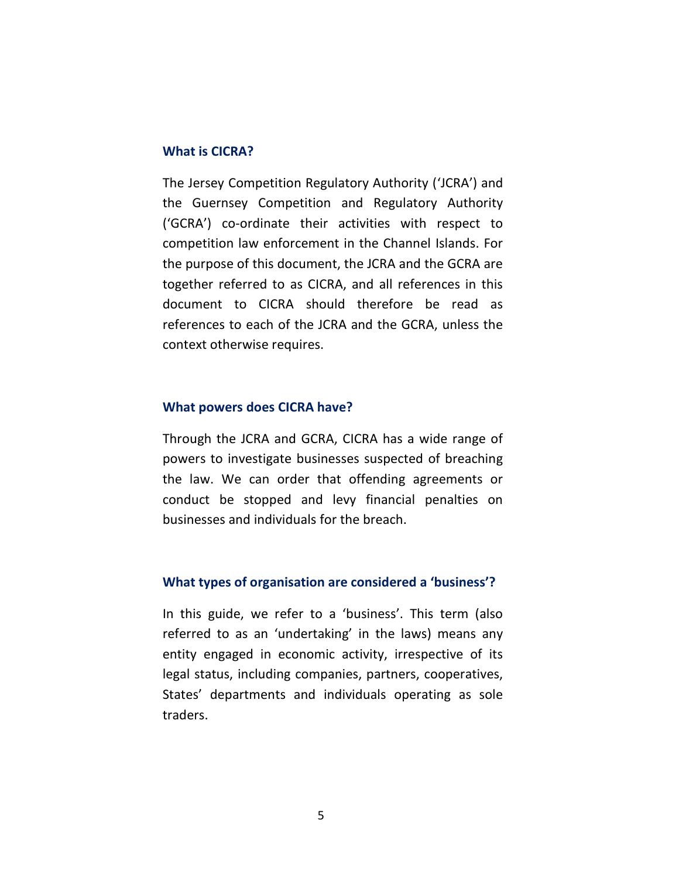## What is CICRA?

The Jersey Competition Regulatory Authority ('JCRA') and the Guernsey Competition and Regulatory Authority ('GCRA') co-ordinate their activities with respect to competition law enforcement in the Channel Islands. For the purpose of this document, the JCRA and the GCRA are together referred to as CICRA, and all references in this document to CICRA should therefore be read as references to each of the JCRA and the GCRA, unless the context otherwise requires.

## What powers does CICRA have?

Through the JCRA and GCRA, CICRA has a wide range of powers to investigate businesses suspected of breaching the law. We can order that offending agreements or conduct be stopped and levy financial penalties on businesses and individuals for the breach.

## What types of organisation are considered a 'business'?

In this guide, we refer to a 'business'. This term (also referred to as an 'undertaking' in the laws) means any entity engaged in economic activity, irrespective of its legal status, including companies, partners, cooperatives, States' departments and individuals operating as sole traders.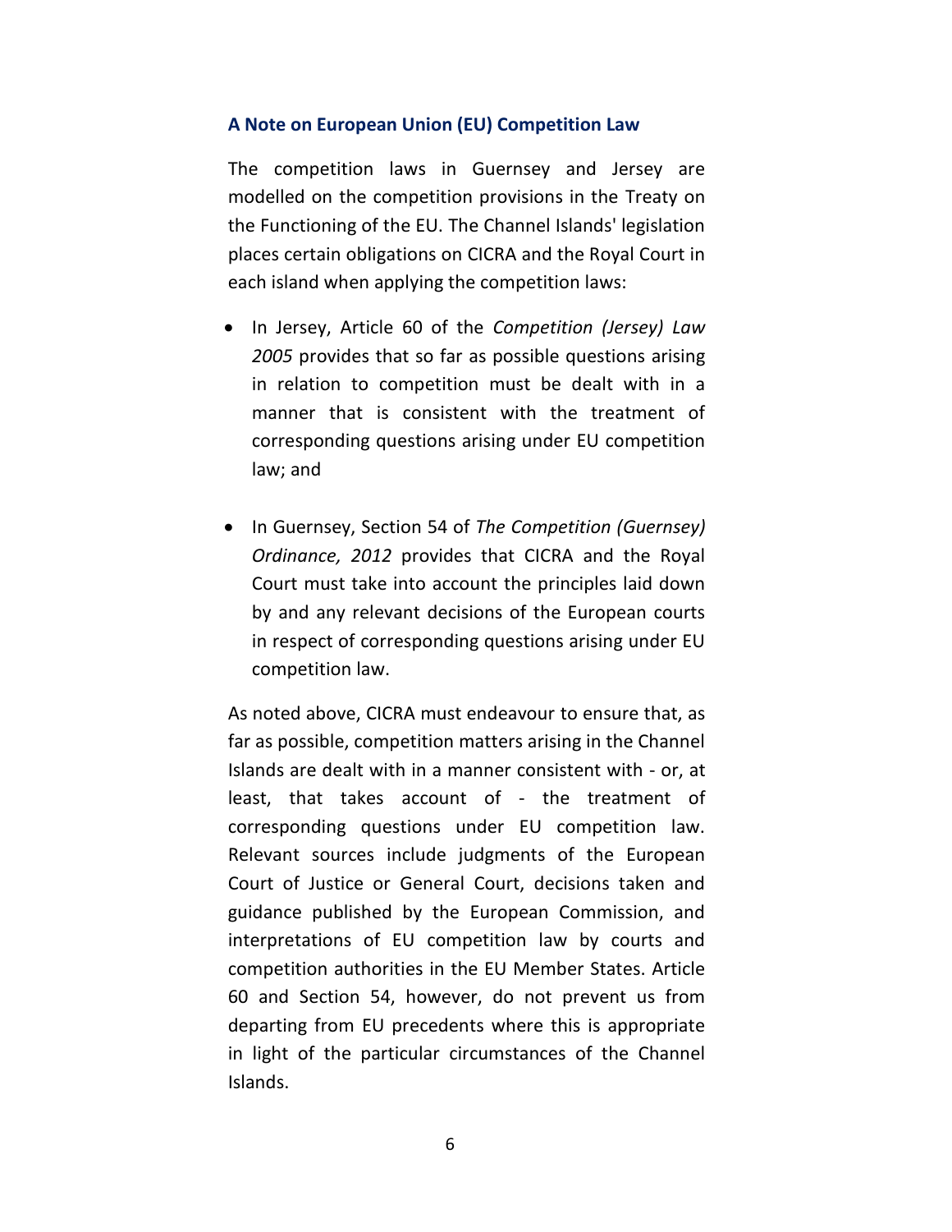### A Note on European Union (EU) Competition Law

The competition laws in Guernsey and Jersey are modelled on the competition provisions in the Treaty on the Functioning of the EU. The Channel Islands' legislation places certain obligations on CICRA and the Royal Court in each island when applying the competition laws:

- In Jersey, Article 60 of the *Competition (Jersey) Law 2005* provides that so far as possible questions arising in relation to competition must be dealt with in a manner that is consistent with the treatment of corresponding questions arising under EU competition law; and

- In Guernsey, Section 54 of *The Competition (Guernsey) Ordinance, 2012* provides that CICRA and the Royal Court must take into account the principles laid down by and any relevant decisions of the European courts in respect of corresponding questions arising under EU competition law.

As noted above, CICRA must endeavour to ensure that, as far as possible, competition matters arising in the Channel Islands are dealt with in a manner consistent with - or, at least, that takes account of - the treatment of corresponding questions under EU competition law. Relevant sources include judgments of the European Court of Justice or General Court, decisions taken and guidance published by the European Commission, and interpretations of EU competition law by courts and competition authorities in the EU Member States. Article 60 and Section 54, however, do not prevent us from departing from EU precedents where this is appropriate in light of the particular circumstances of the Channel Islands.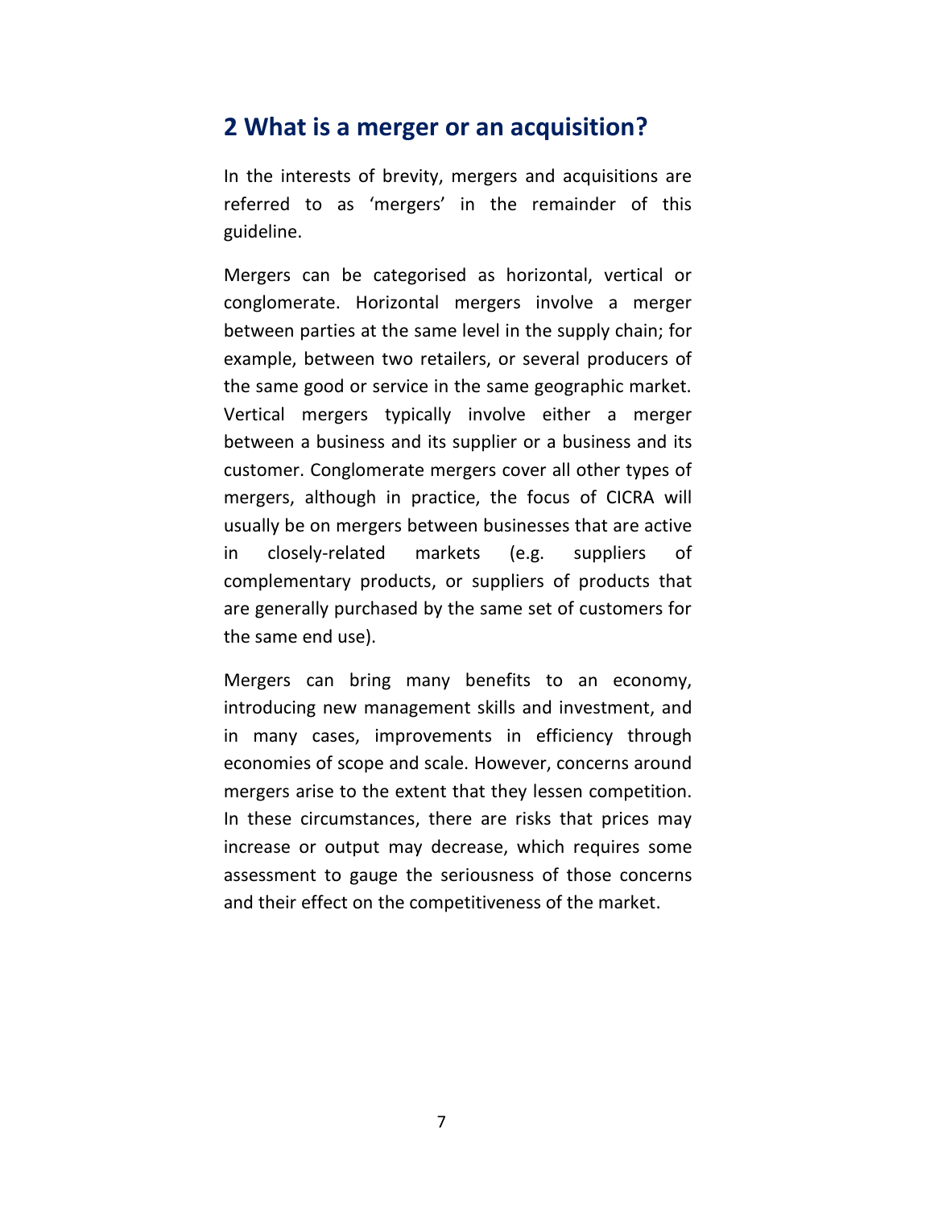## 2 What is a merger or an acquisition?

In the interests of brevity, mergers and acquisitions are referred to as 'mergers' in the remainder of this guideline.

Mergers can be categorised as horizontal, vertical or conglomerate. Horizontal mergers involve a merger between parties at the same level in the supply chain; for example, between two retailers, or several producers of the same good or service in the same geographic market. Vertical mergers typically involve either a merger between a business and its supplier or a business and its customer. Conglomerate mergers cover all other types of mergers, although in practice, the focus of CICRA will usually be on mergers between businesses that are active in closely-related markets (e.g. suppliers of complementary products, or suppliers of products that are generally purchased by the same set of customers for the same end use).

Mergers can bring many benefits to an economy, introducing new management skills and investment, and in many cases, improvements in efficiency through economies of scope and scale. However, concerns around mergers arise to the extent that they lessen competition. In these circumstances, there are risks that prices may increase or output may decrease, which requires some assessment to gauge the seriousness of those concerns and their effect on the competitiveness of the market.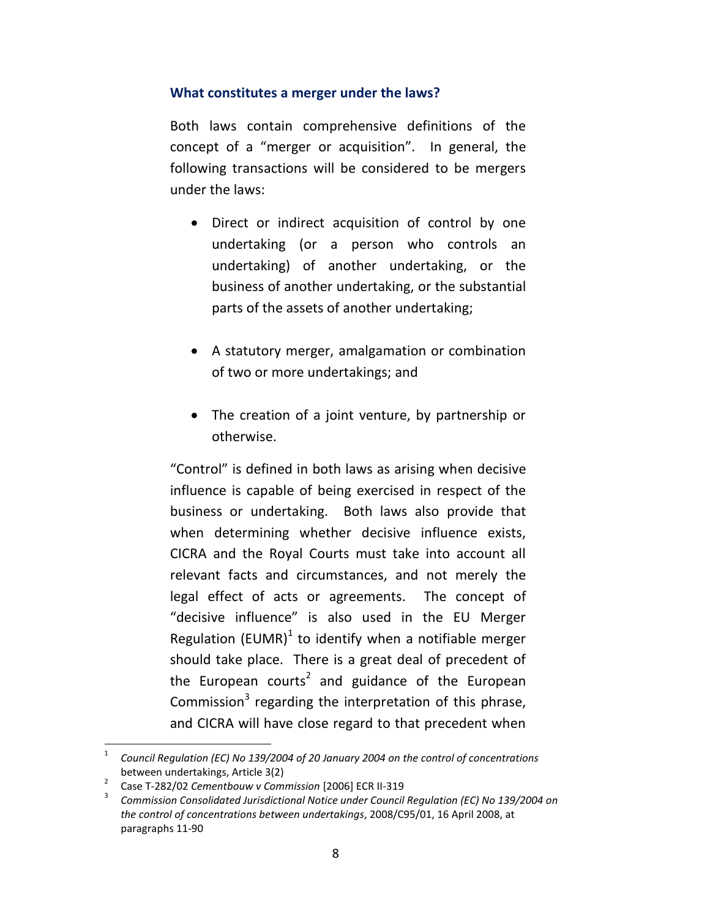### What constitutes a merger under the laws?

Both laws contain comprehensive definitions of the concept of a "merger or acquisition". In general, the following transactions will be considered to be mergers under the laws:

- Direct or indirect acquisition of control by one undertaking (or a person who controls an undertaking) of another undertaking, or the business of another undertaking, or the substantial parts of the assets of another undertaking;
- A statutory merger, amalgamation or combination of two or more undertakings; and
- The creation of a joint venture, by partnership or otherwise.

"Control" is defined in both laws as arising when decisive influence is capable of being exercised in respect of the business or undertaking. Both laws also provide that when determining whether decisive influence exists, CICRA and the Royal Courts must take into account all relevant facts and circumstances, and not merely the legal effect of acts or agreements. The concept of "decisive influence" is also used in the EU Merger Regulation (EUMR)[1] to identify when a notifiable merger should take place. There is a great deal of precedent of the European courts[2] and guidance of the European Commission[3] regarding the interpretation of this phrase, and CICRA will have close regard to that precedent when

[1] *Council Regulation (EC) No 139/2004 of 20 January 2004 on the control of concentrations* between undertakings, Article 3(2)

[2] Case T-282/02 *Cementbouw v Commission* [2006] ECR II-319

[3] *Commission Consolidated Jurisdictional Notice under Council Regulation (EC) No 139/2004 on the control of concentrations between undertakings*, 2008/C95/01, 16 April 2008, at paragraphs 11-90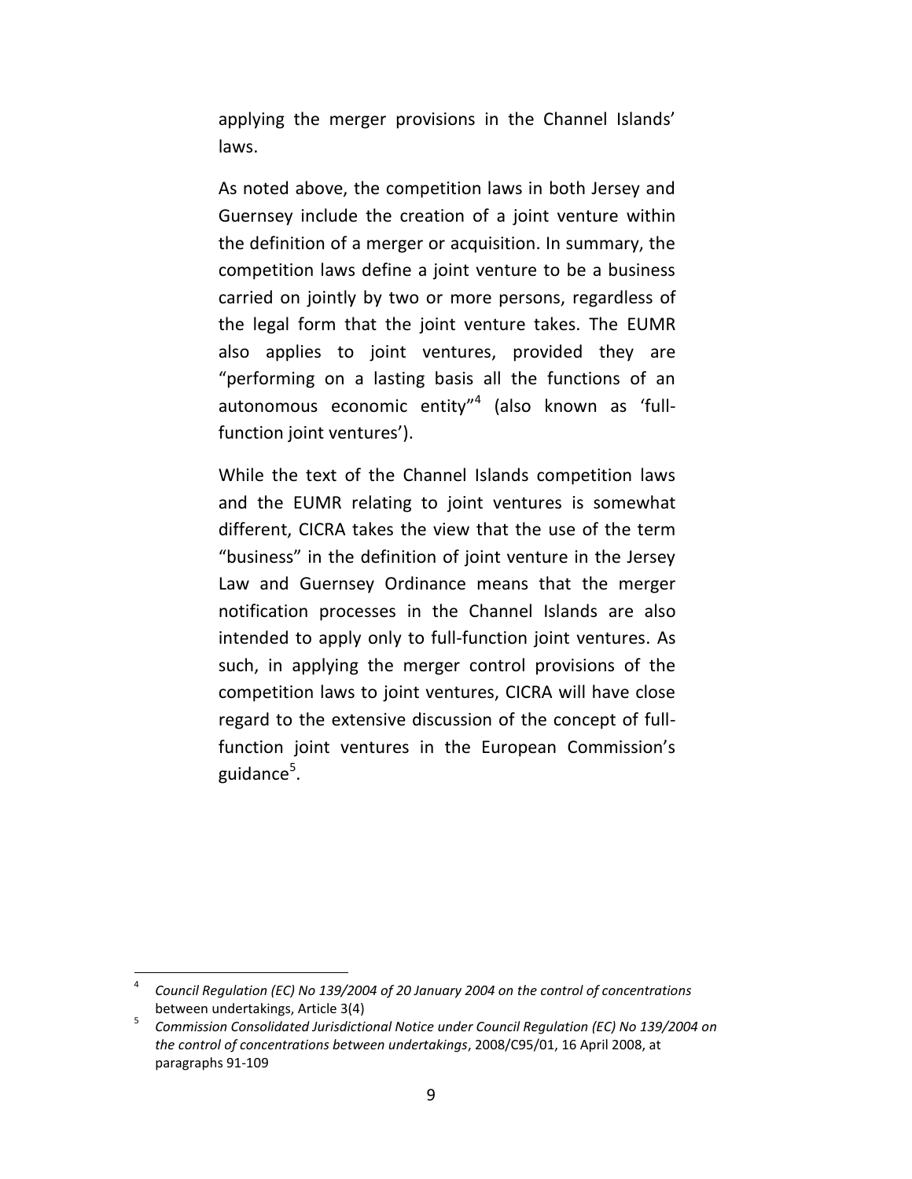applying the merger provisions in the Channel Islands' laws.

As noted above, the competition laws in both Jersey and Guernsey include the creation of a joint venture within the definition of a merger or acquisition. In summary, the competition laws define a joint venture to be a business carried on jointly by two or more persons, regardless of the legal form that the joint venture takes. The EUMR also applies to joint ventures, provided they are "performing on a lasting basis all the functions of an autonomous economic entity"[4] (also known as 'full-function joint ventures').

While the text of the Channel Islands competition laws and the EUMR relating to joint ventures is somewhat different, CICRA takes the view that the use of the term "business" in the definition of joint venture in the Jersey Law and Guernsey Ordinance means that the merger notification processes in the Channel Islands are also intended to apply only to full-function joint ventures. As such, in applying the merger control provisions of the competition laws to joint ventures, CICRA will have close regard to the extensive discussion of the concept of full-function joint ventures in the European Commission's guidance[5].

---

[4] *Council Regulation (EC) No 139/2004 of 20 January 2004 on the control of concentrations* between undertakings, Article 3(4)

[5] *Commission Consolidated Jurisdictional Notice under Council Regulation (EC) No 139/2004 on the control of concentrations between undertakings*, 2008/C95/01, 16 April 2008, at paragraphs 91-109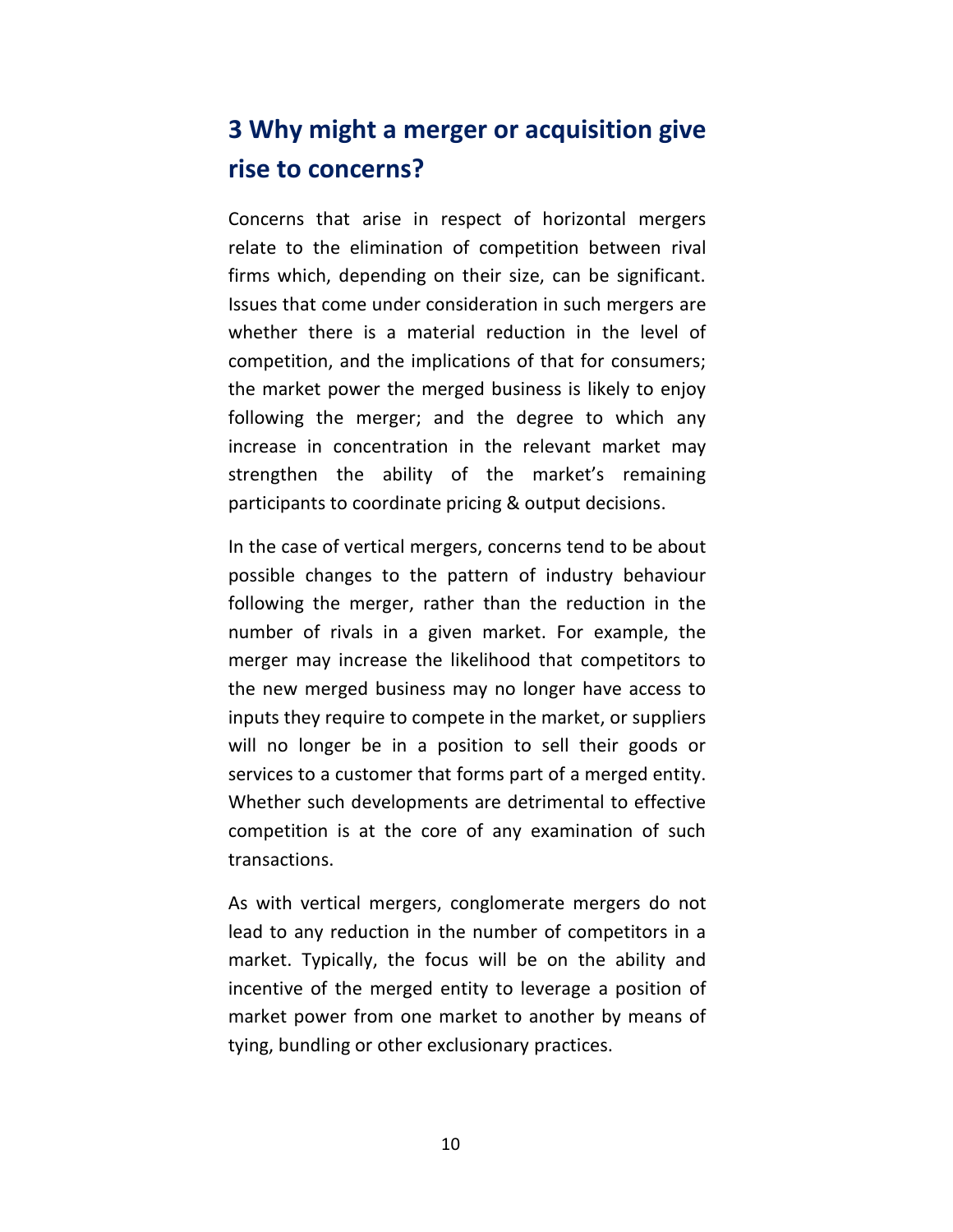## 3 Why might a merger or acquisition give rise to concerns?

Concerns that arise in respect of horizontal mergers relate to the elimination of competition between rival firms which, depending on their size, can be significant. Issues that come under consideration in such mergers are whether there is a material reduction in the level of competition, and the implications of that for consumers; the market power the merged business is likely to enjoy following the merger; and the degree to which any increase in concentration in the relevant market may strengthen the ability of the market's remaining participants to coordinate pricing & output decisions.

In the case of vertical mergers, concerns tend to be about possible changes to the pattern of industry behaviour following the merger, rather than the reduction in the number of rivals in a given market. For example, the merger may increase the likelihood that competitors to the new merged business may no longer have access to inputs they require to compete in the market, or suppliers will no longer be in a position to sell their goods or services to a customer that forms part of a merged entity. Whether such developments are detrimental to effective competition is at the core of any examination of such transactions.

As with vertical mergers, conglomerate mergers do not lead to any reduction in the number of competitors in a market. Typically, the focus will be on the ability and incentive of the merged entity to leverage a position of market power from one market to another by means of tying, bundling or other exclusionary practices.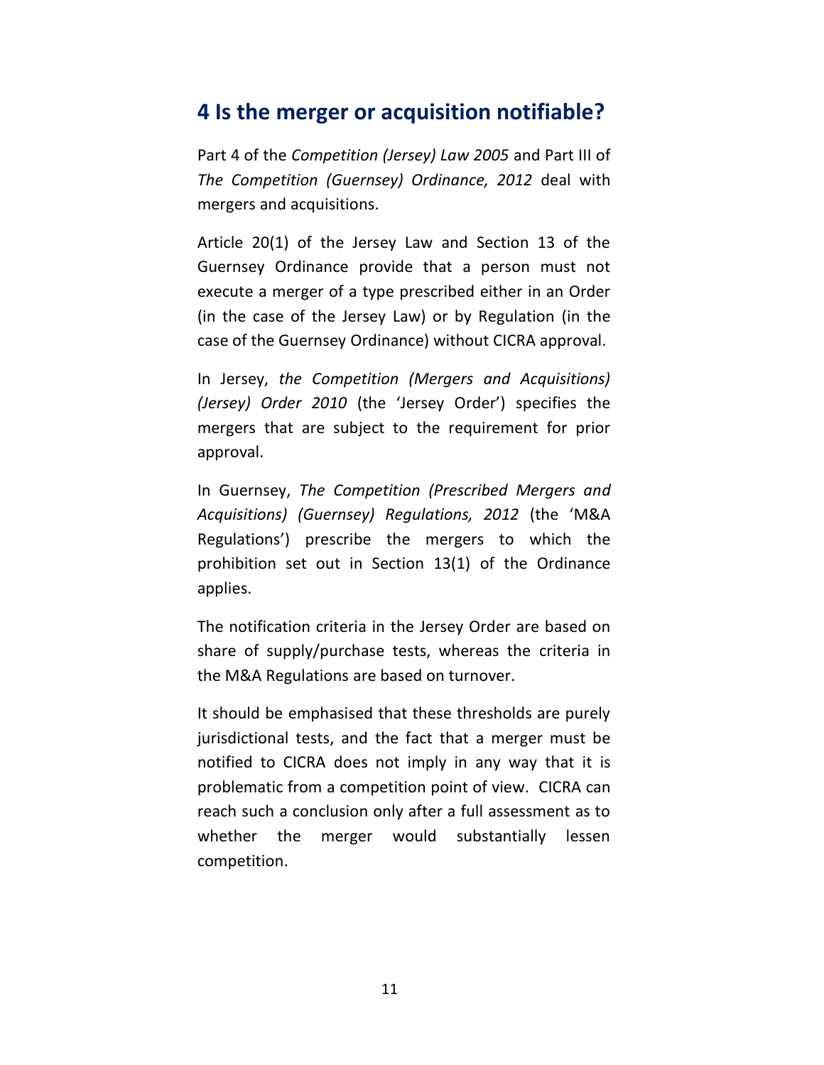## 4 Is the merger or acquisition notifiable?

Part 4 of the *Competition (Jersey) Law 2005* and Part III of *The Competition (Guernsey) Ordinance, 2012* deal with mergers and acquisitions.

Article 20(1) of the Jersey Law and Section 13 of the Guernsey Ordinance provide that a person must not execute a merger of a type prescribed either in an Order (in the case of the Jersey Law) or by Regulation (in the case of the Guernsey Ordinance) without CICRA approval.

In Jersey, *the Competition (Mergers and Acquisitions) (Jersey) Order 2010* (the 'Jersey Order') specifies the mergers that are subject to the requirement for prior approval.

In Guernsey, *The Competition (Prescribed Mergers and Acquisitions) (Guernsey) Regulations, 2012* (the 'M&A Regulations') prescribe the mergers to which the prohibition set out in Section 13(1) of the Ordinance applies.

The notification criteria in the Jersey Order are based on share of supply/purchase tests, whereas the criteria in the M&A Regulations are based on turnover.

It should be emphasised that these thresholds are purely jurisdictional tests, and the fact that a merger must be notified to CICRA does not imply in any way that it is problematic from a competition point of view. CICRA can reach such a conclusion only after a full assessment as to whether the merger would substantially lessen competition.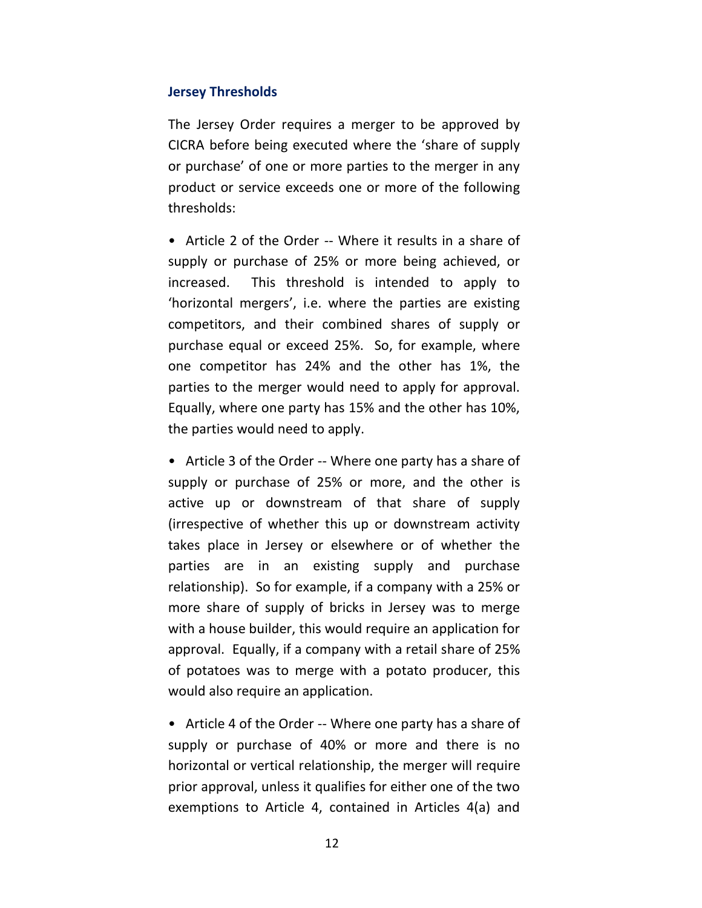### Jersey Thresholds

The Jersey Order requires a merger to be approved by CICRA before being executed where the 'share of supply or purchase' of one or more parties to the merger in any product or service exceeds one or more of the following thresholds:

- Article 2 of the Order -- Where it results in a share of supply or purchase of 25% or more being achieved, or increased. This threshold is intended to apply to 'horizontal mergers', i.e. where the parties are existing competitors, and their combined shares of supply or purchase equal or exceed 25%. So, for example, where one competitor has 24% and the other has 1%, the parties to the merger would need to apply for approval. Equally, where one party has 15% and the other has 10%, the parties would need to apply.

- Article 3 of the Order -- Where one party has a share of supply or purchase of 25% or more, and the other is active up or downstream of that share of supply (irrespective of whether this up or downstream activity takes place in Jersey or elsewhere or of whether the parties are in an existing supply and purchase relationship). So for example, if a company with a 25% or more share of supply of bricks in Jersey was to merge with a house builder, this would require an application for approval. Equally, if a company with a retail share of 25% of potatoes was to merge with a potato producer, this would also require an application.

- Article 4 of the Order -- Where one party has a share of supply or purchase of 40% or more and there is no horizontal or vertical relationship, the merger will require prior approval, unless it qualifies for either one of the two exemptions to Article 4, contained in Articles 4(a) and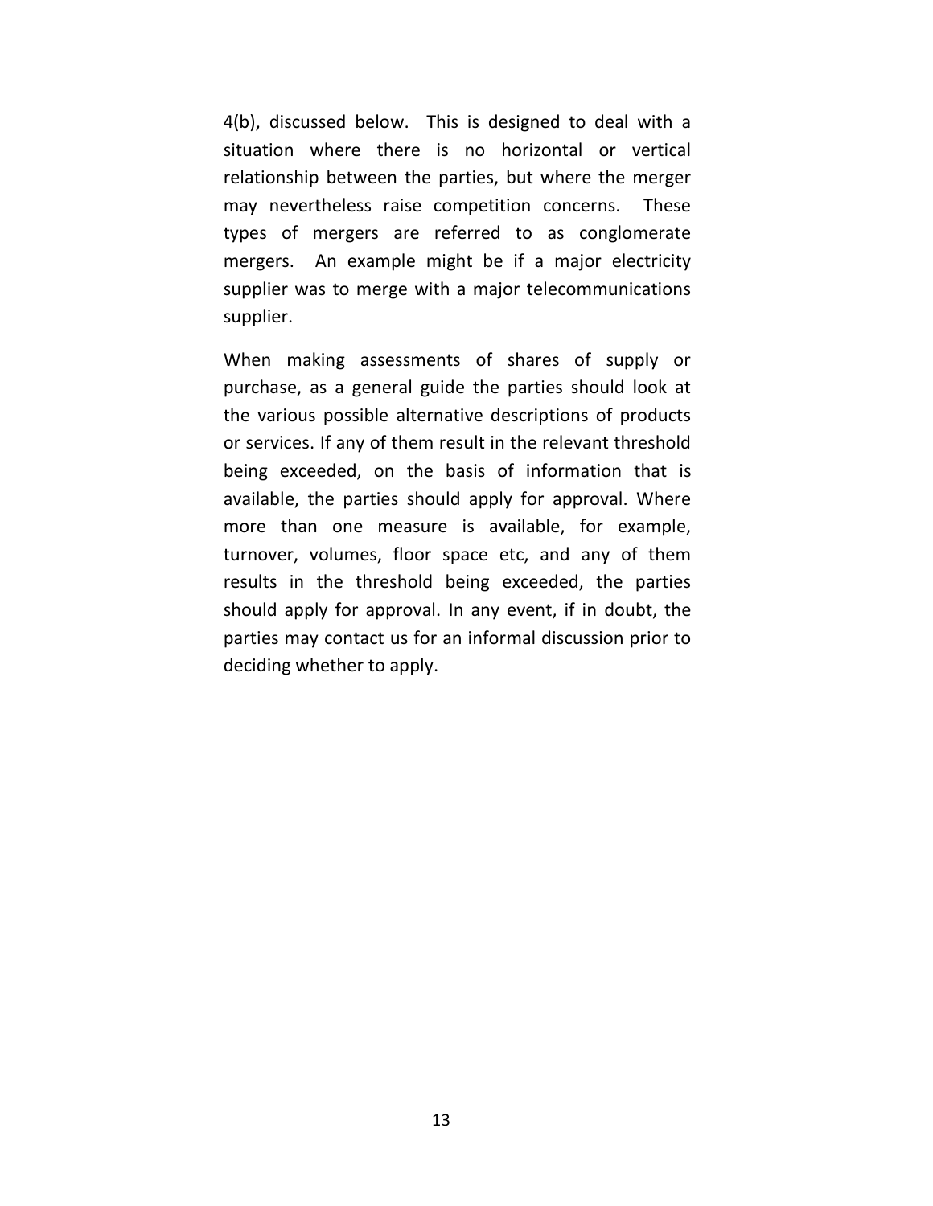4(b), discussed below. This is designed to deal with a situation where there is no horizontal or vertical relationship between the parties, but where the merger may nevertheless raise competition concerns. These types of mergers are referred to as conglomerate mergers. An example might be if a major electricity supplier was to merge with a major telecommunications supplier.

When making assessments of shares of supply or purchase, as a general guide the parties should look at the various possible alternative descriptions of products or services. If any of them result in the relevant threshold being exceeded, on the basis of information that is available, the parties should apply for approval. Where more than one measure is available, for example, turnover, volumes, floor space etc, and any of them results in the threshold being exceeded, the parties should apply for approval. In any event, if in doubt, the parties may contact us for an informal discussion prior to deciding whether to apply.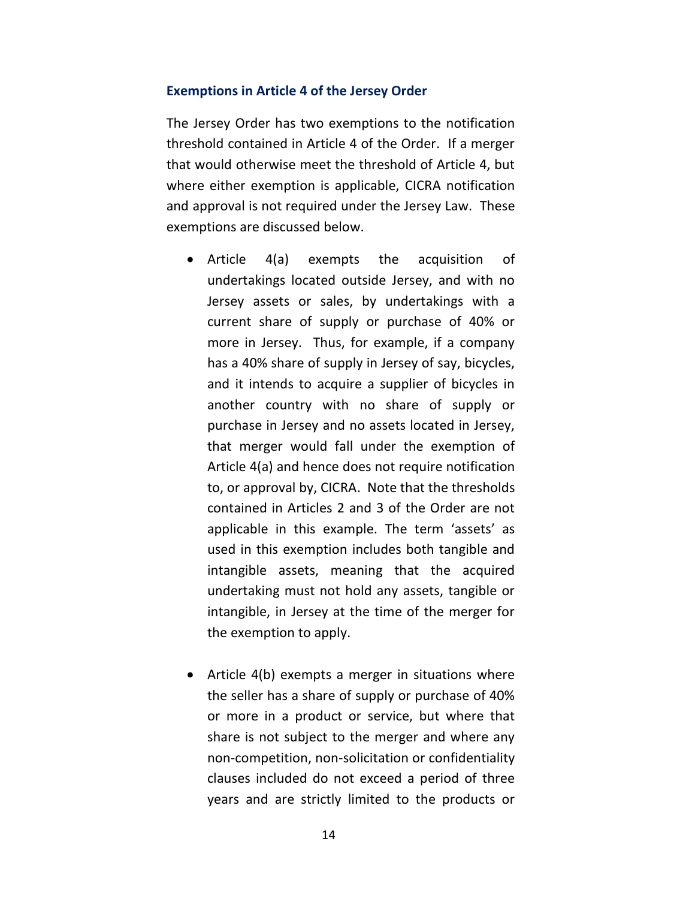### Exemptions in Article 4 of the Jersey Order

The Jersey Order has two exemptions to the notification threshold contained in Article 4 of the Order. If a merger that would otherwise meet the threshold of Article 4, but where either exemption is applicable, CICRA notification and approval is not required under the Jersey Law. These exemptions are discussed below.

- Article 4(a) exempts the acquisition of undertakings located outside Jersey, and with no Jersey assets or sales, by undertakings with a current share of supply or purchase of 40% or more in Jersey. Thus, for example, if a company has a 40% share of supply in Jersey of say, bicycles, and it intends to acquire a supplier of bicycles in another country with no share of supply or purchase in Jersey and no assets located in Jersey, that merger would fall under the exemption of Article 4(a) and hence does not require notification to, or approval by, CICRA. Note that the thresholds contained in Articles 2 and 3 of the Order are not applicable in this example. The term 'assets' as used in this exemption includes both tangible and intangible assets, meaning that the acquired undertaking must not hold any assets, tangible or intangible, in Jersey at the time of the merger for the exemption to apply.

- Article 4(b) exempts a merger in situations where the seller has a share of supply or purchase of 40% or more in a product or service, but where that share is not subject to the merger and where any non-competition, non-solicitation or confidentiality clauses included do not exceed a period of three years and are strictly limited to the products or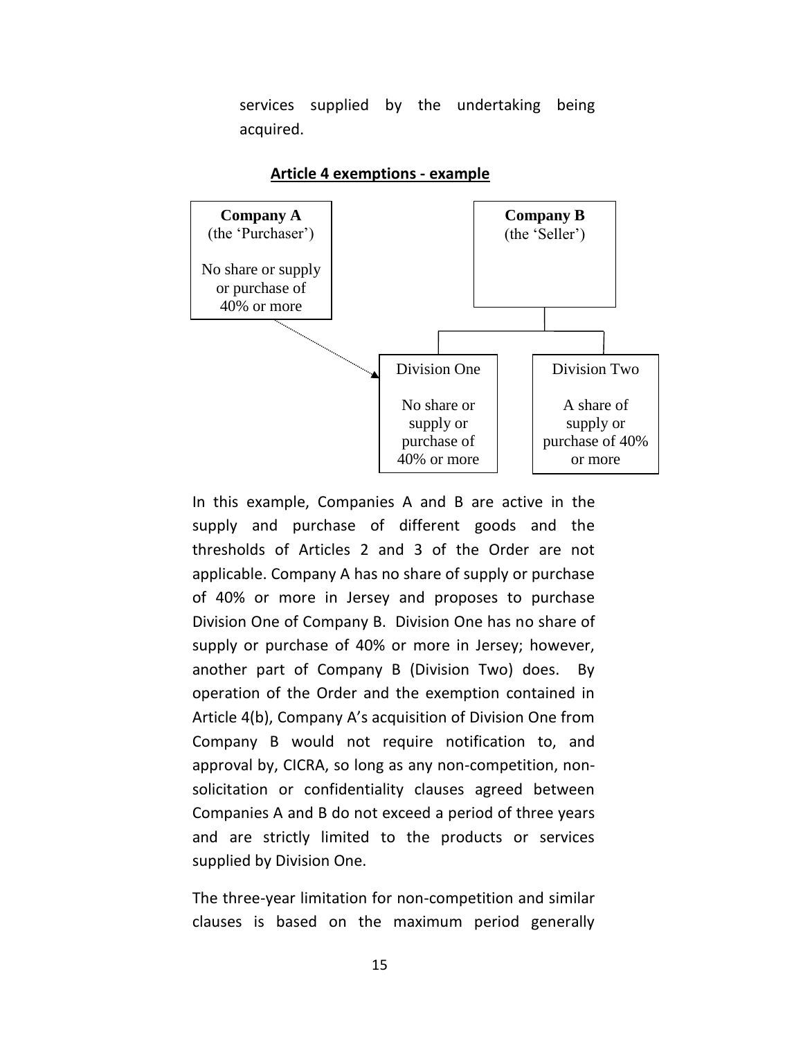services supplied by the undertaking being acquired.

**Article 4 exemptions - example**

**Company A**
(the 'Purchaser')

No share or supply or purchase of 40% or more

**Company B**
(the 'Seller')

Division One

No share or supply or purchase of 40% or more

Division Two

A share of supply or purchase of 40% or more

In this example, Companies A and B are active in the supply and purchase of different goods and the thresholds of Articles 2 and 3 of the Order are not applicable. Company A has no share of supply or purchase of 40% or more in Jersey and proposes to purchase Division One of Company B. Division One has no share of supply or purchase of 40% or more in Jersey; however, another part of Company B (Division Two) does. By operation of the Order and the exemption contained in Article 4(b), Company A's acquisition of Division One from Company B would not require notification to, and approval by, CICRA, so long as any non-competition, non-solicitation or confidentiality clauses agreed between Companies A and B do not exceed a period of three years and are strictly limited to the products or services supplied by Division One.

The three-year limitation for non-competition and similar clauses is based on the maximum period generally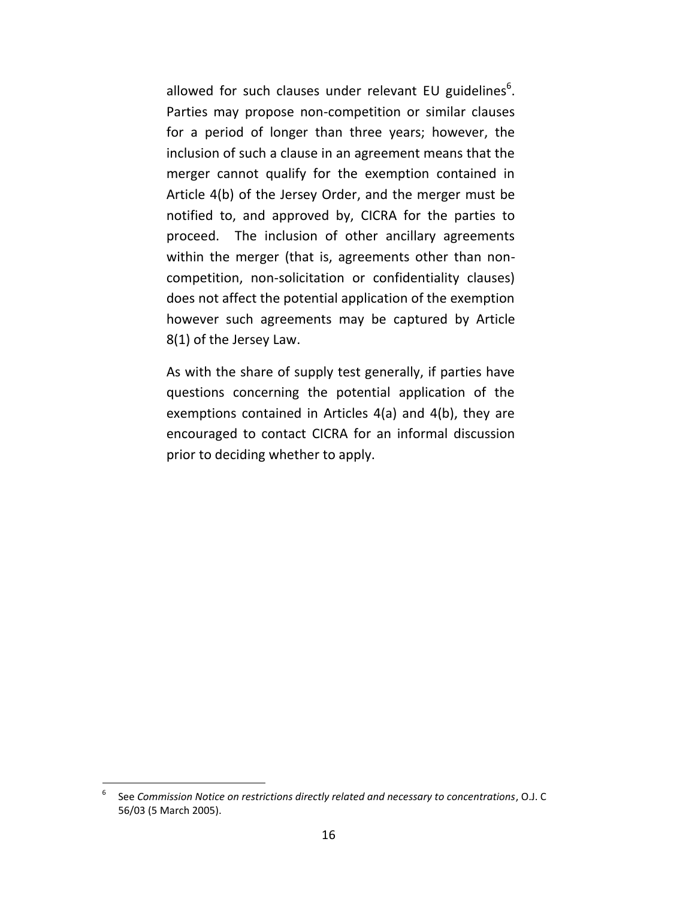allowed for such clauses under relevant EU guidelines[6]. Parties may propose non-competition or similar clauses for a period of longer than three years; however, the inclusion of such a clause in an agreement means that the merger cannot qualify for the exemption contained in Article 4(b) of the Jersey Order, and the merger must be notified to, and approved by, CICRA for the parties to proceed. The inclusion of other ancillary agreements within the merger (that is, agreements other than non-competition, non-solicitation or confidentiality clauses) does not affect the potential application of the exemption however such agreements may be captured by Article 8(1) of the Jersey Law.

As with the share of supply test generally, if parties have questions concerning the potential application of the exemptions contained in Articles 4(a) and 4(b), they are encouraged to contact CICRA for an informal discussion prior to deciding whether to apply.

---

[6] See *Commission Notice on restrictions directly related and necessary to concentrations*, O.J. C 56/03 (5 March 2005).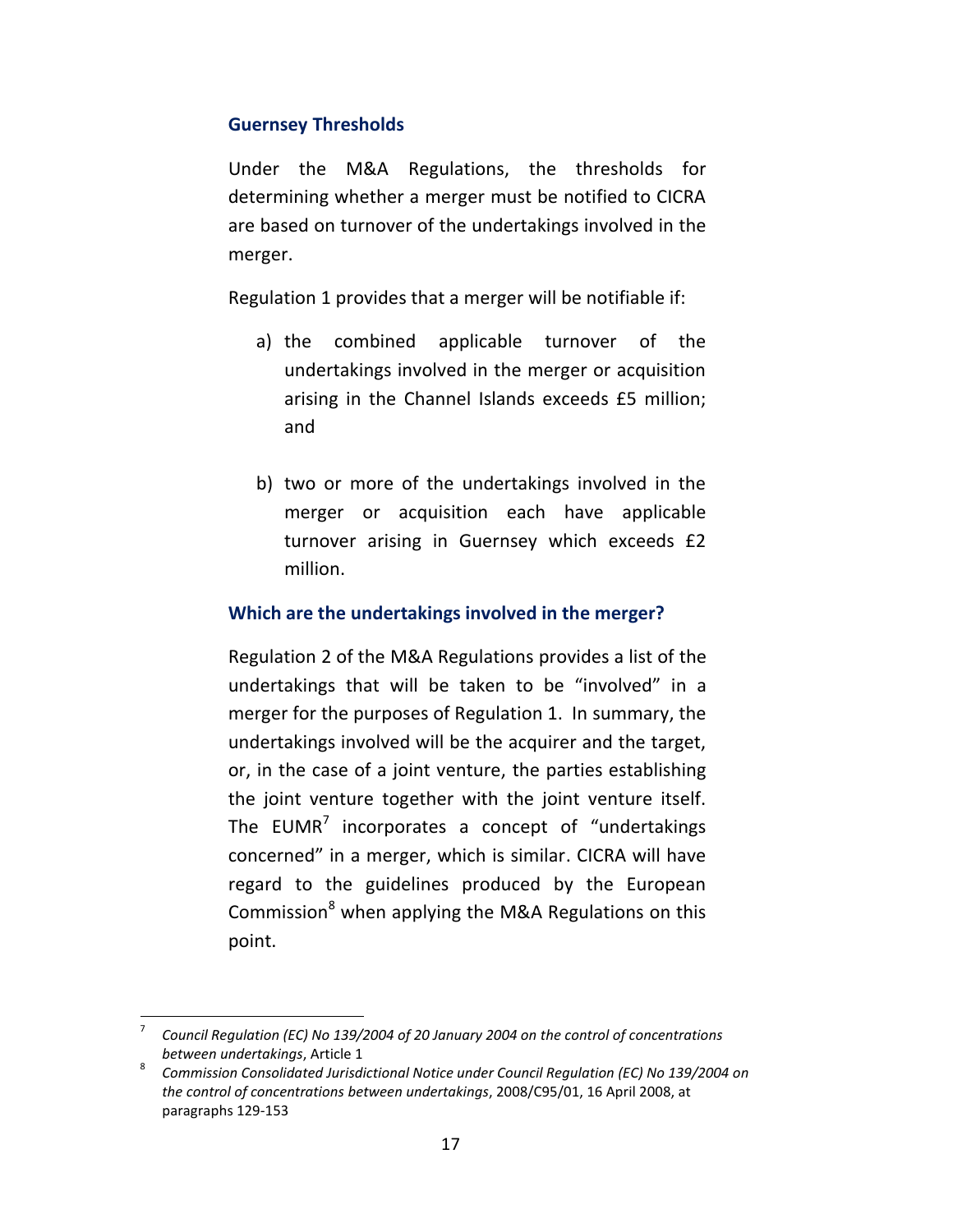### Guernsey Thresholds

Under the M&A Regulations, the thresholds for determining whether a merger must be notified to CICRA are based on turnover of the undertakings involved in the merger.

Regulation 1 provides that a merger will be notifiable if:

a) the combined applicable turnover of the undertakings involved in the merger or acquisition arising in the Channel Islands exceeds £5 million; and

b) two or more of the undertakings involved in the merger or acquisition each have applicable turnover arising in Guernsey which exceeds £2 million.

### Which are the undertakings involved in the merger?

Regulation 2 of the M&A Regulations provides a list of the undertakings that will be taken to be "involved" in a merger for the purposes of Regulation 1. In summary, the undertakings involved will be the acquirer and the target, or, in the case of a joint venture, the parties establishing the joint venture together with the joint venture itself. The EUMR[7] incorporates a concept of "undertakings concerned" in a merger, which is similar. CICRA will have regard to the guidelines produced by the European Commission[8] when applying the M&A Regulations on this point.

---

[7] *Council Regulation (EC) No 139/2004 of 20 January 2004 on the control of concentrations between undertakings*, Article 1

[8] *Commission Consolidated Jurisdictional Notice under Council Regulation (EC) No 139/2004 on the control of concentrations between undertakings*, 2008/C95/01, 16 April 2008, at paragraphs 129-153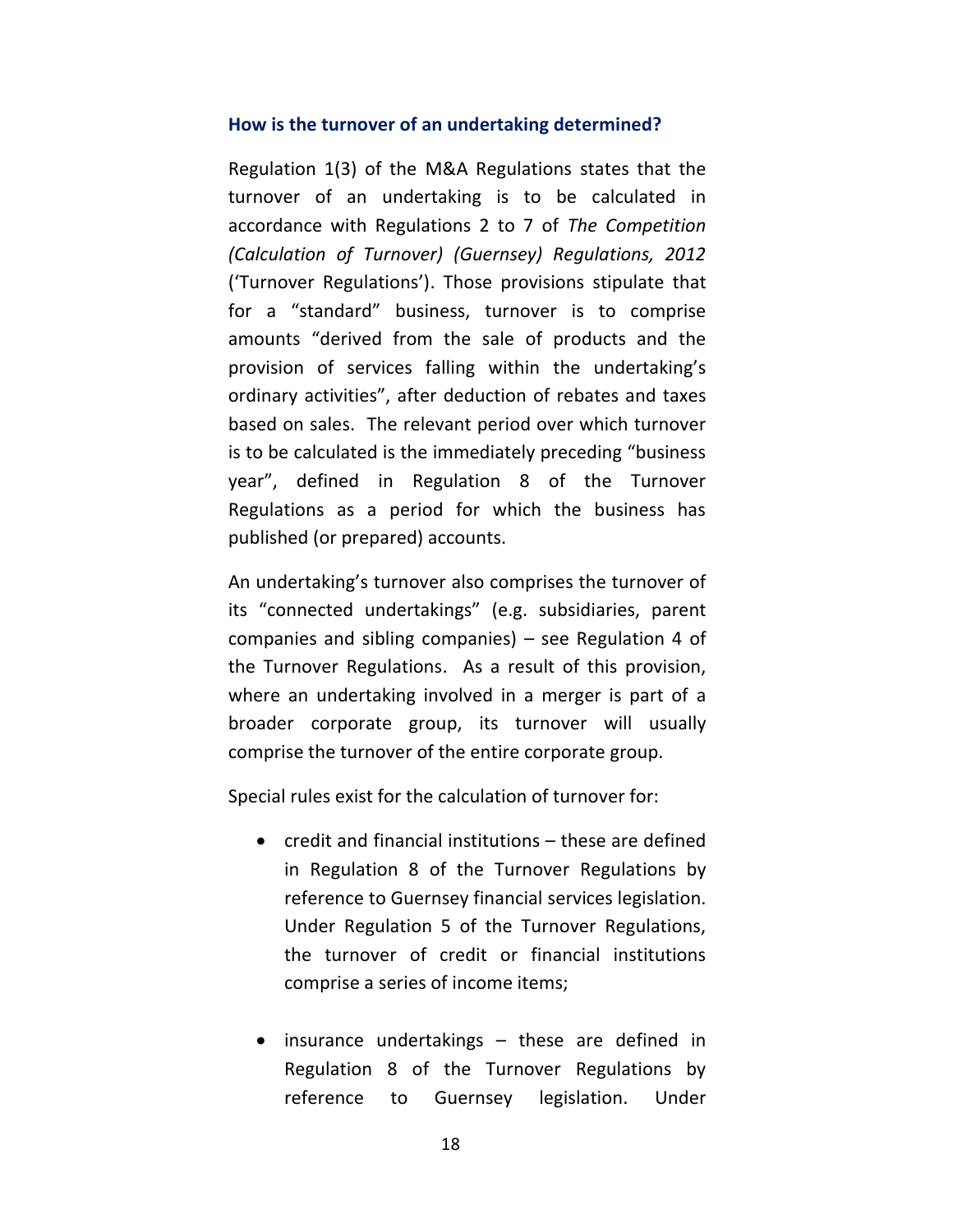### How is the turnover of an undertaking determined?

Regulation 1(3) of the M&A Regulations states that the turnover of an undertaking is to be calculated in accordance with Regulations 2 to 7 of *The Competition (Calculation of Turnover) (Guernsey) Regulations, 2012* ('Turnover Regulations'). Those provisions stipulate that for a "standard" business, turnover is to comprise amounts "derived from the sale of products and the provision of services falling within the undertaking's ordinary activities", after deduction of rebates and taxes based on sales. The relevant period over which turnover is to be calculated is the immediately preceding "business year", defined in Regulation 8 of the Turnover Regulations as a period for which the business has published (or prepared) accounts.

An undertaking's turnover also comprises the turnover of its "connected undertakings" (e.g. subsidiaries, parent companies and sibling companies) – see Regulation 4 of the Turnover Regulations. As a result of this provision, where an undertaking involved in a merger is part of a broader corporate group, its turnover will usually comprise the turnover of the entire corporate group.

Special rules exist for the calculation of turnover for:

- credit and financial institutions – these are defined in Regulation 8 of the Turnover Regulations by reference to Guernsey financial services legislation. Under Regulation 5 of the Turnover Regulations, the turnover of credit or financial institutions comprise a series of income items;
- insurance undertakings – these are defined in Regulation 8 of the Turnover Regulations by reference to Guernsey legislation. Under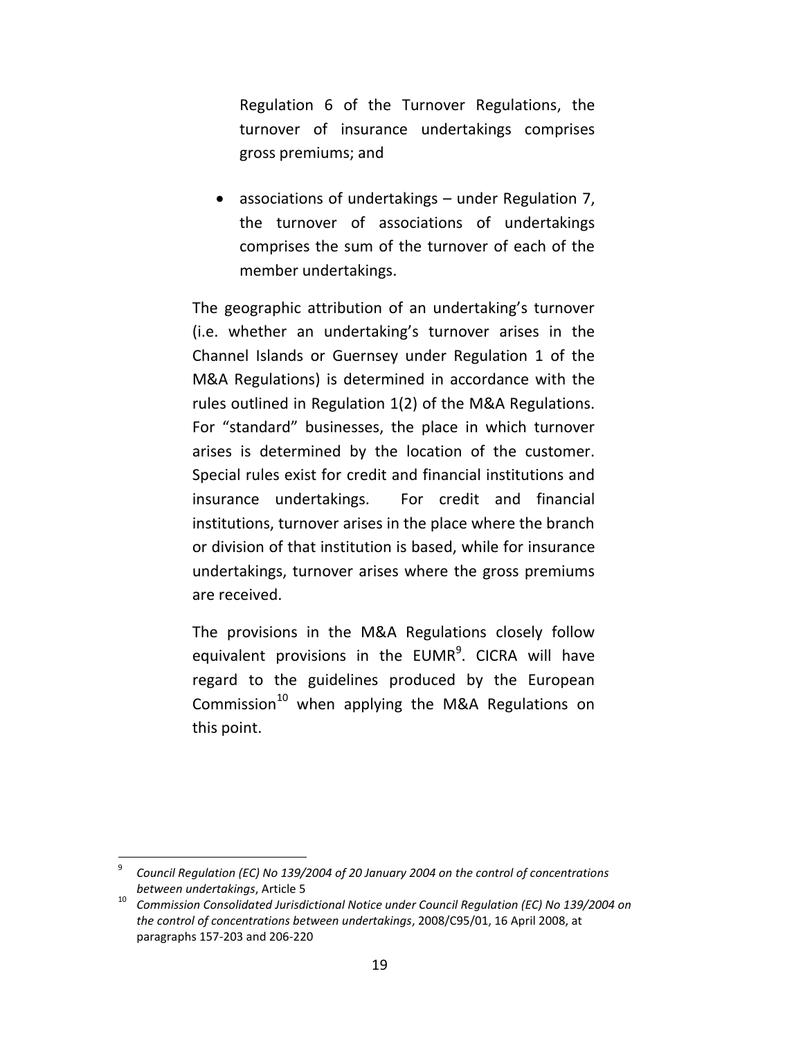Regulation 6 of the Turnover Regulations, the turnover of insurance undertakings comprises gross premiums; and

- associations of undertakings – under Regulation 7, the turnover of associations of undertakings comprises the sum of the turnover of each of the member undertakings.

The geographic attribution of an undertaking's turnover (i.e. whether an undertaking's turnover arises in the Channel Islands or Guernsey under Regulation 1 of the M&A Regulations) is determined in accordance with the rules outlined in Regulation 1(2) of the M&A Regulations. For "standard" businesses, the place in which turnover arises is determined by the location of the customer. Special rules exist for credit and financial institutions and insurance undertakings. For credit and financial institutions, turnover arises in the place where the branch or division of that institution is based, while for insurance undertakings, turnover arises where the gross premiums are received.

The provisions in the M&A Regulations closely follow equivalent provisions in the EUMR[9]. CICRA will have regard to the guidelines produced by the European Commission[10] when applying the M&A Regulations on this point.

---

[9] *Council Regulation (EC) No 139/2004 of 20 January 2004 on the control of concentrations between undertakings*, Article 5

[10] *Commission Consolidated Jurisdictional Notice under Council Regulation (EC) No 139/2004 on the control of concentrations between undertakings*, 2008/C95/01, 16 April 2008, at paragraphs 157-203 and 206-220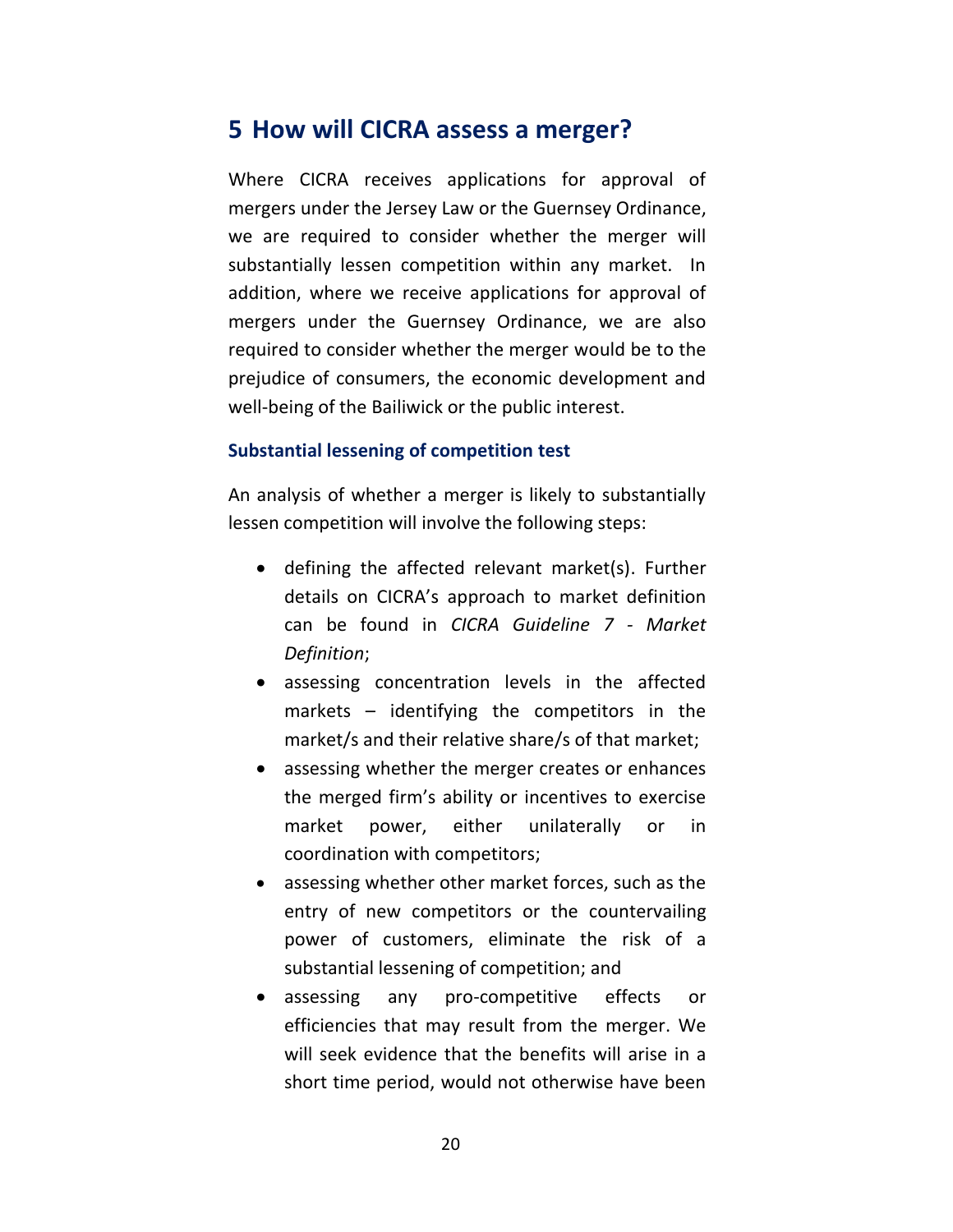## 5 How will CICRA assess a merger?

Where CICRA receives applications for approval of mergers under the Jersey Law or the Guernsey Ordinance, we are required to consider whether the merger will substantially lessen competition within any market. In addition, where we receive applications for approval of mergers under the Guernsey Ordinance, we are also required to consider whether the merger would be to the prejudice of consumers, the economic development and well-being of the Bailiwick or the public interest.

### Substantial lessening of competition test

An analysis of whether a merger is likely to substantially lessen competition will involve the following steps:

- defining the affected relevant market(s). Further details on CICRA's approach to market definition can be found in *CICRA Guideline 7 - Market Definition*;
- assessing concentration levels in the affected markets – identifying the competitors in the market/s and their relative share/s of that market;
- assessing whether the merger creates or enhances the merged firm's ability or incentives to exercise market power, either unilaterally or in coordination with competitors;
- assessing whether other market forces, such as the entry of new competitors or the countervailing power of customers, eliminate the risk of a substantial lessening of competition; and
- assessing any pro-competitive effects or efficiencies that may result from the merger. We will seek evidence that the benefits will arise in a short time period, would not otherwise have been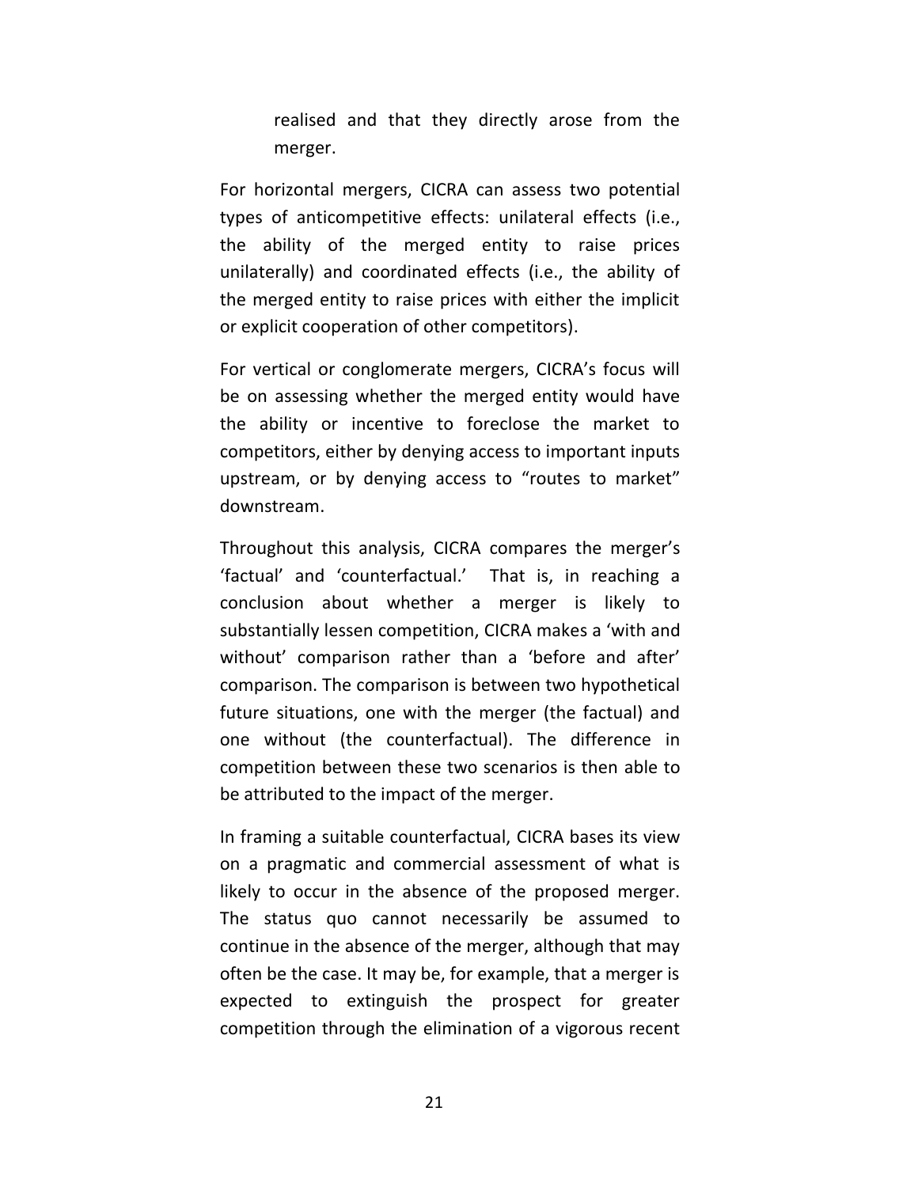realised and that they directly arose from the merger.

For horizontal mergers, CICRA can assess two potential types of anticompetitive effects: unilateral effects (i.e., the ability of the merged entity to raise prices unilaterally) and coordinated effects (i.e., the ability of the merged entity to raise prices with either the implicit or explicit cooperation of other competitors).

For vertical or conglomerate mergers, CICRA's focus will be on assessing whether the merged entity would have the ability or incentive to foreclose the market to competitors, either by denying access to important inputs upstream, or by denying access to "routes to market" downstream.

Throughout this analysis, CICRA compares the merger's 'factual' and 'counterfactual.' That is, in reaching a conclusion about whether a merger is likely to substantially lessen competition, CICRA makes a 'with and without' comparison rather than a 'before and after' comparison. The comparison is between two hypothetical future situations, one with the merger (the factual) and one without (the counterfactual). The difference in competition between these two scenarios is then able to be attributed to the impact of the merger.

In framing a suitable counterfactual, CICRA bases its view on a pragmatic and commercial assessment of what is likely to occur in the absence of the proposed merger. The status quo cannot necessarily be assumed to continue in the absence of the merger, although that may often be the case. It may be, for example, that a merger is expected to extinguish the prospect for greater competition through the elimination of a vigorous recent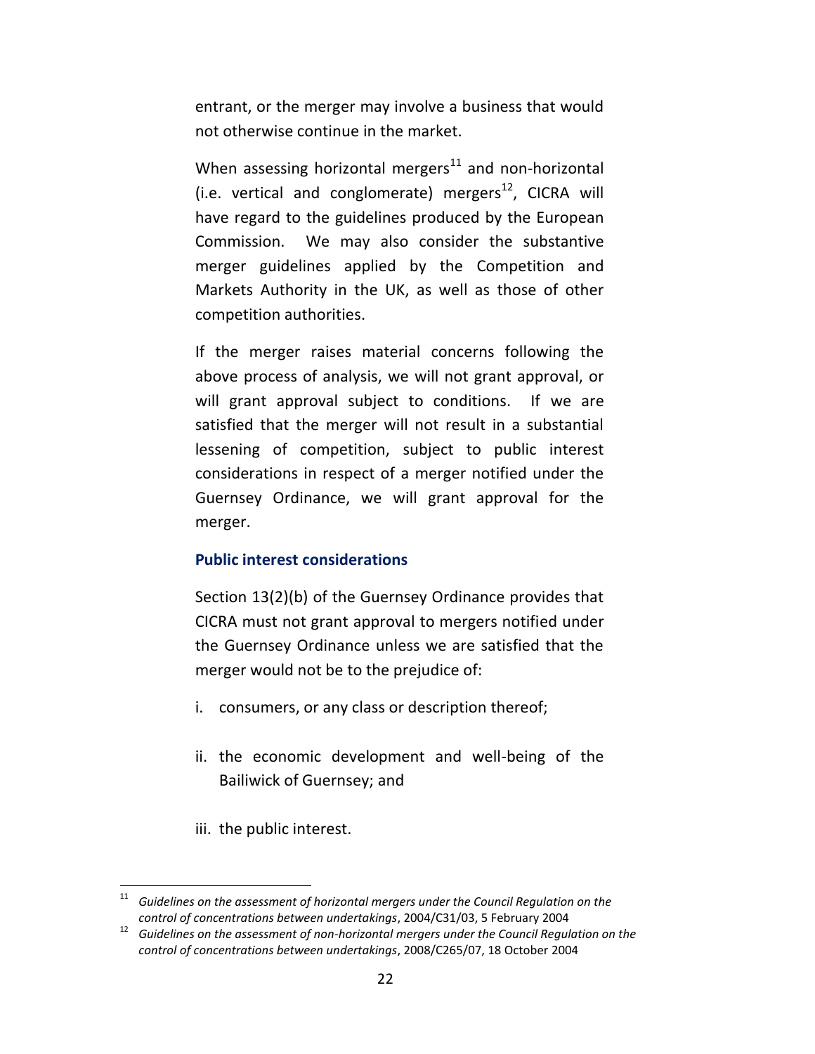entrant, or the merger may involve a business that would not otherwise continue in the market.

When assessing horizontal mergers[11] and non-horizontal (i.e. vertical and conglomerate) mergers[12], CICRA will have regard to the guidelines produced by the European Commission. We may also consider the substantive merger guidelines applied by the Competition and Markets Authority in the UK, as well as those of other competition authorities.

If the merger raises material concerns following the above process of analysis, we will not grant approval, or will grant approval subject to conditions. If we are satisfied that the merger will not result in a substantial lessening of competition, subject to public interest considerations in respect of a merger notified under the Guernsey Ordinance, we will grant approval for the merger.

### Public interest considerations

Section 13(2)(b) of the Guernsey Ordinance provides that CICRA must not grant approval to mergers notified under the Guernsey Ordinance unless we are satisfied that the merger would not be to the prejudice of:

i. consumers, or any class or description thereof;

ii. the economic development and well-being of the Bailiwick of Guernsey; and

iii. the public interest.

---

[11] *Guidelines on the assessment of horizontal mergers under the Council Regulation on the control of concentrations between undertakings*, 2004/C31/03, 5 February 2004

[12] *Guidelines on the assessment of non-horizontal mergers under the Council Regulation on the control of concentrations between undertakings*, 2008/C265/07, 18 October 2004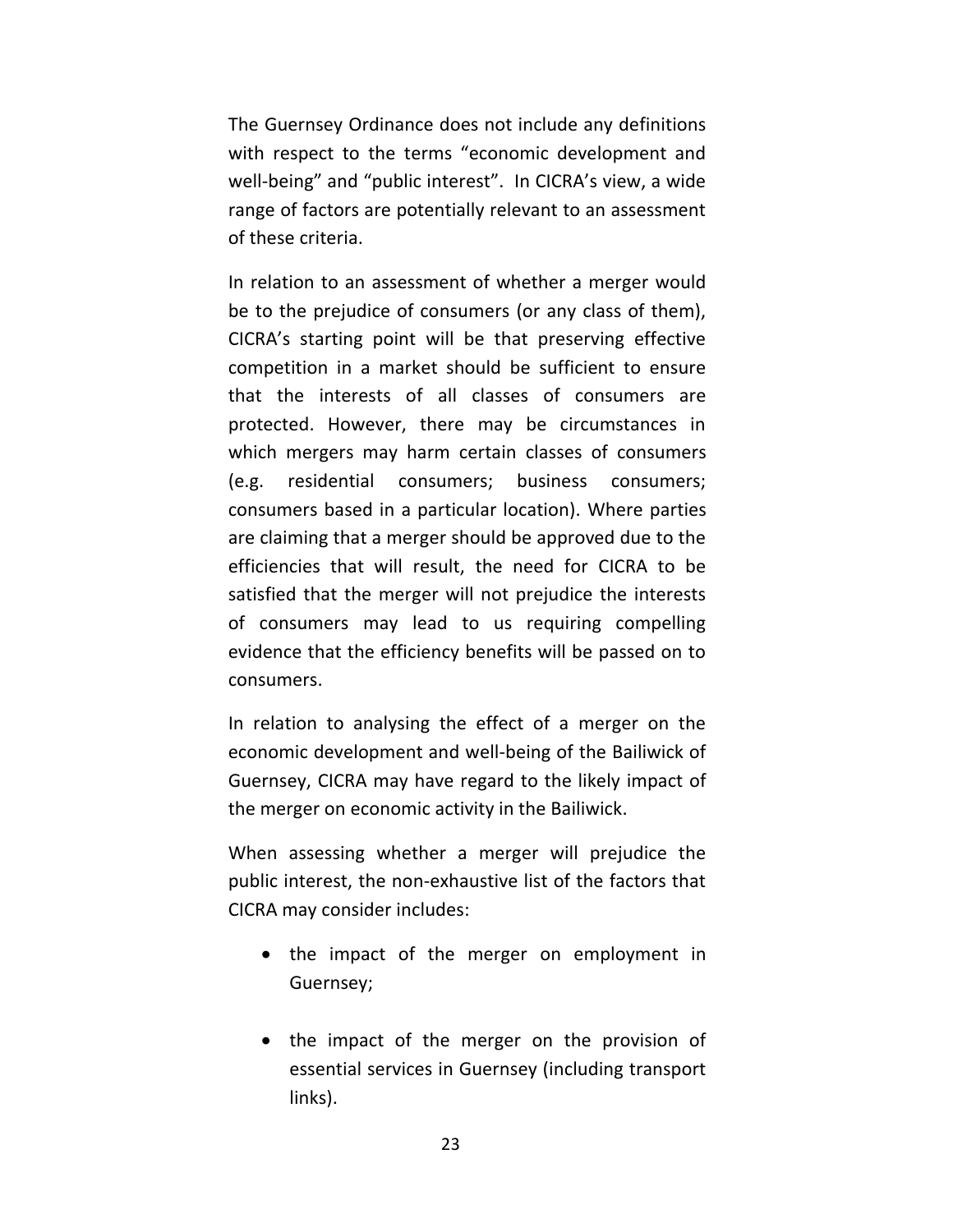The Guernsey Ordinance does not include any definitions with respect to the terms "economic development and well-being" and "public interest". In CICRA's view, a wide range of factors are potentially relevant to an assessment of these criteria.

In relation to an assessment of whether a merger would be to the prejudice of consumers (or any class of them), CICRA's starting point will be that preserving effective competition in a market should be sufficient to ensure that the interests of all classes of consumers are protected. However, there may be circumstances in which mergers may harm certain classes of consumers (e.g. residential consumers; business consumers; consumers based in a particular location). Where parties are claiming that a merger should be approved due to the efficiencies that will result, the need for CICRA to be satisfied that the merger will not prejudice the interests of consumers may lead to us requiring compelling evidence that the efficiency benefits will be passed on to consumers.

In relation to analysing the effect of a merger on the economic development and well-being of the Bailiwick of Guernsey, CICRA may have regard to the likely impact of the merger on economic activity in the Bailiwick.

When assessing whether a merger will prejudice the public interest, the non-exhaustive list of the factors that CICRA may consider includes:

- the impact of the merger on employment in Guernsey;
- the impact of the merger on the provision of essential services in Guernsey (including transport links).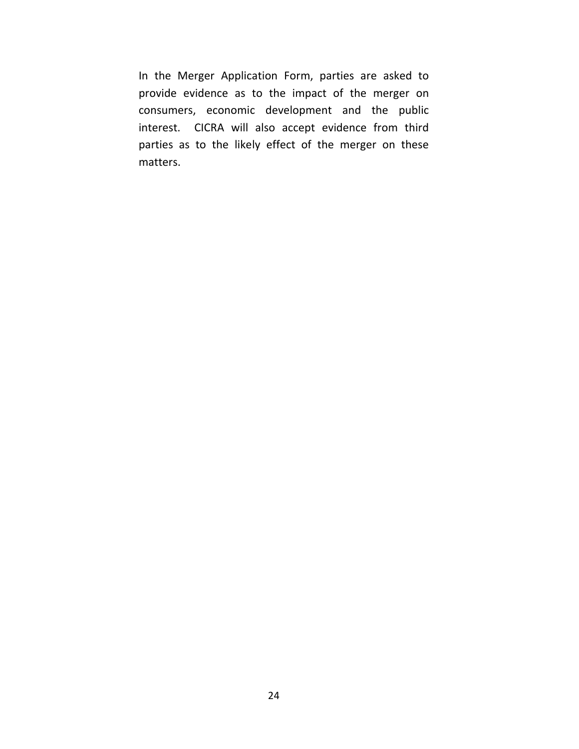In the Merger Application Form, parties are asked to provide evidence as to the impact of the merger on consumers, economic development and the public interest. CICRA will also accept evidence from third parties as to the likely effect of the merger on these matters.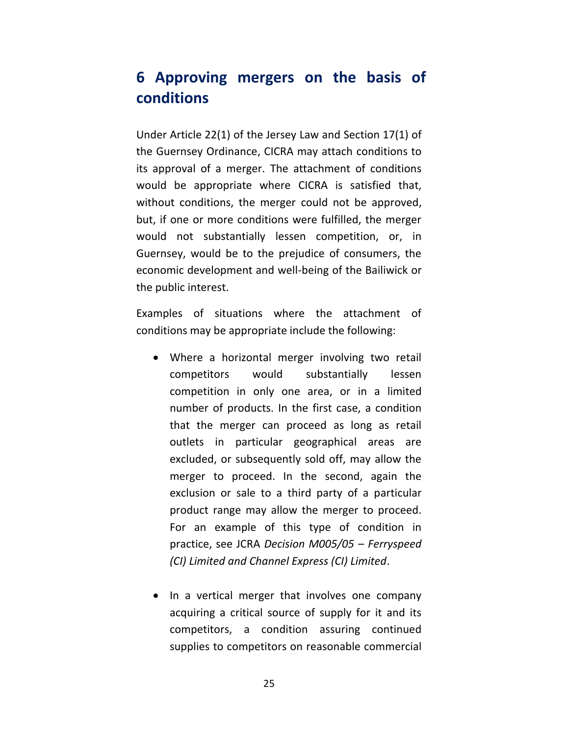# 6 Approving mergers on the basis of conditions

Under Article 22(1) of the Jersey Law and Section 17(1) of the Guernsey Ordinance, CICRA may attach conditions to its approval of a merger. The attachment of conditions would be appropriate where CICRA is satisfied that, without conditions, the merger could not be approved, but, if one or more conditions were fulfilled, the merger would not substantially lessen competition, or, in Guernsey, would be to the prejudice of consumers, the economic development and well-being of the Bailiwick or the public interest.

Examples of situations where the attachment of conditions may be appropriate include the following:

- Where a horizontal merger involving two retail competitors would substantially lessen competition in only one area, or in a limited number of products. In the first case, a condition that the merger can proceed as long as retail outlets in particular geographical areas are excluded, or subsequently sold off, may allow the merger to proceed. In the second, again the exclusion or sale to a third party of a particular product range may allow the merger to proceed. For an example of this type of condition in practice, see JCRA *Decision M005/05 – Ferryspeed (CI) Limited and Channel Express (CI) Limited*.

- In a vertical merger that involves one company acquiring a critical source of supply for it and its competitors, a condition assuring continued supplies to competitors on reasonable commercial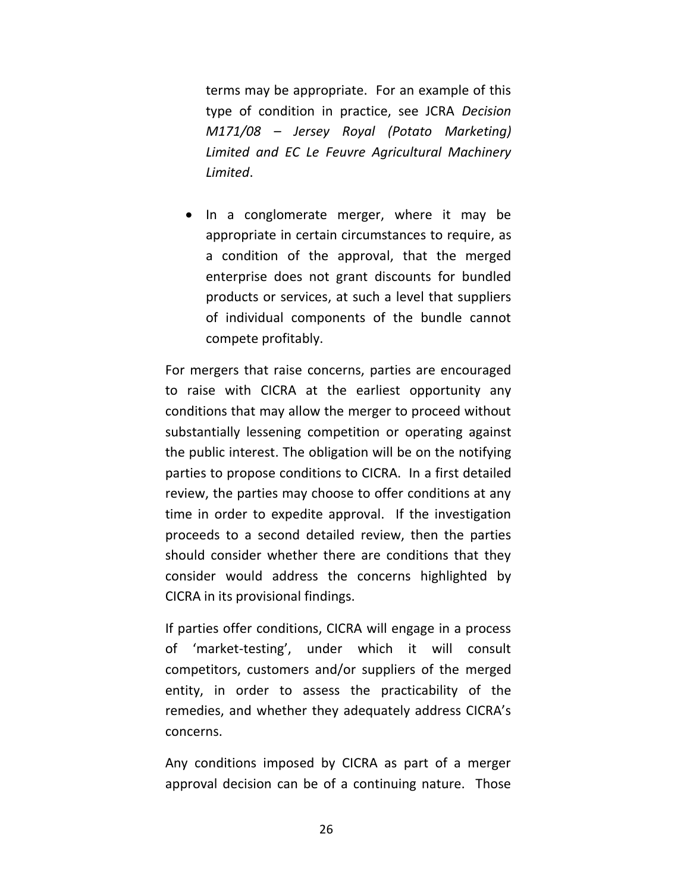terms may be appropriate. For an example of this type of condition in practice, see JCRA *Decision M171/08 – Jersey Royal (Potato Marketing) Limited and EC Le Feuvre Agricultural Machinery Limited*.

- In a conglomerate merger, where it may be appropriate in certain circumstances to require, as a condition of the approval, that the merged enterprise does not grant discounts for bundled products or services, at such a level that suppliers of individual components of the bundle cannot compete profitably.

For mergers that raise concerns, parties are encouraged to raise with CICRA at the earliest opportunity any conditions that may allow the merger to proceed without substantially lessening competition or operating against the public interest. The obligation will be on the notifying parties to propose conditions to CICRA. In a first detailed review, the parties may choose to offer conditions at any time in order to expedite approval. If the investigation proceeds to a second detailed review, then the parties should consider whether there are conditions that they consider would address the concerns highlighted by CICRA in its provisional findings.

If parties offer conditions, CICRA will engage in a process of 'market-testing', under which it will consult competitors, customers and/or suppliers of the merged entity, in order to assess the practicability of the remedies, and whether they adequately address CICRA's concerns.

Any conditions imposed by CICRA as part of a merger approval decision can be of a continuing nature. Those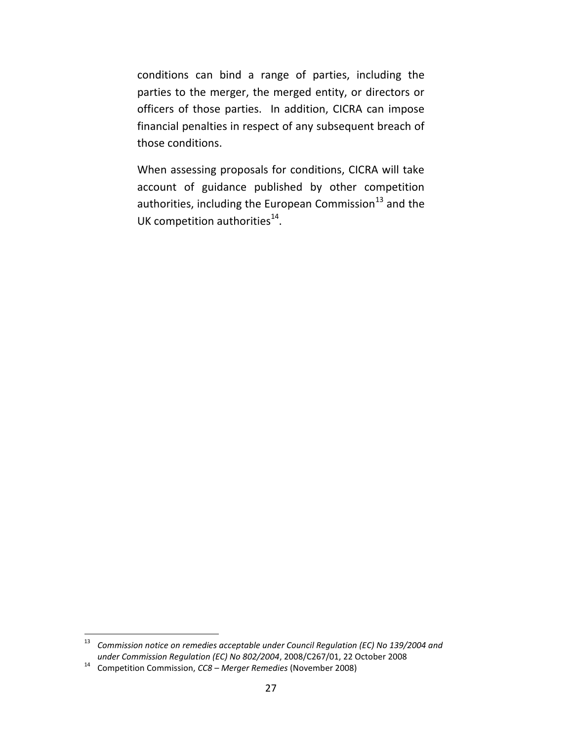conditions can bind a range of parties, including the parties to the merger, the merged entity, or directors or officers of those parties. In addition, CICRA can impose financial penalties in respect of any subsequent breach of those conditions.

When assessing proposals for conditions, CICRA will take account of guidance published by other competition authorities, including the European Commission[13] and the UK competition authorities[14].

---

[13] *Commission notice on remedies acceptable under Council Regulation (EC) No 139/2004 and under Commission Regulation (EC) No 802/2004*, 2008/C267/01, 22 October 2008

[14] Competition Commission, *CC8 – Merger Remedies* (November 2008)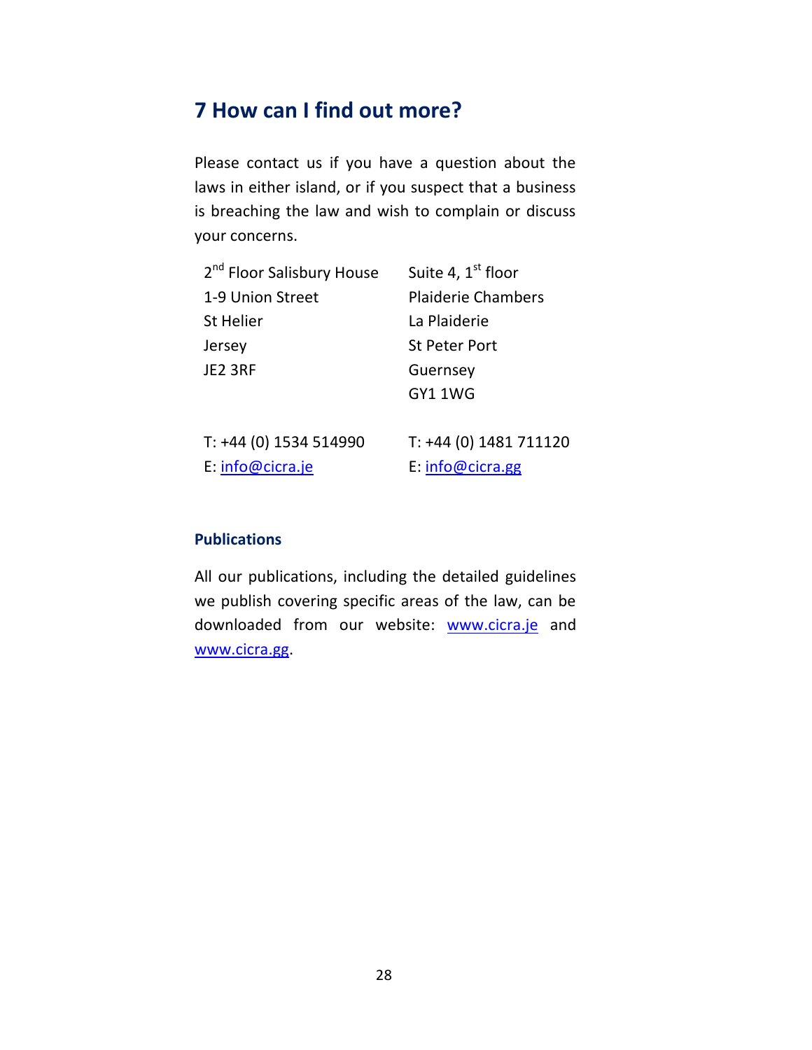## 7 How can I find out more?

Please contact us if you have a question about the laws in either island, or if you suspect that a business is breaching the law and wish to complain or discuss your concerns.

2nd Floor Salisbury House
1-9 Union Street
St Helier
Jersey
JE2 3RF

T: +44 (0) 1534 514990
E: info@cicra.je

Suite 4, 1st floor
Plaiderie Chambers
La Plaiderie
St Peter Port
Guernsey
GY1 1WG

T: +44 (0) 1481 711120
E: info@cicra.gg

### Publications

All our publications, including the detailed guidelines we publish covering specific areas of the law, can be downloaded from our website: www.cicra.je and www.cicra.gg.